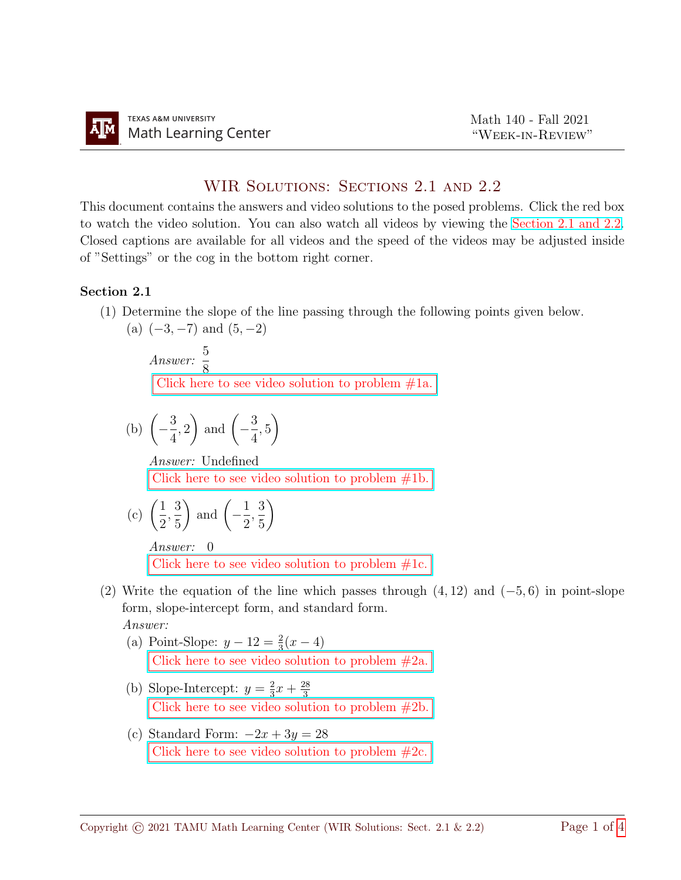# WIR Solutions: Sections 2.1 and 2.2

This document contains the answers and video solutions to the posed problems. Click the red box to watch the video solution. You can also watch all videos by viewing the Section 2.1 and 2.2. Closed captions are available for all videos and the speed of the videos may be adjusted inside of "Settings" or the cog in the bottom right corner.

**Section 2.1**

(1) Determine the slope of the line passing through the following points given below.

(a) $(-3, -7)$ and $(5, -2)$

*Answer:* $\dfrac{5}{8}$

Click here to see video solution to problem #1a.

(b) $\left(-\dfrac{3}{4}, 2\right)$ and $\left(-\dfrac{3}{4}, 5\right)$

*Answer:* Undefined

Click here to see video solution to problem #1b.

(c) $\left(\dfrac{1}{2}, \dfrac{3}{5}\right)$ and $\left(-\dfrac{1}{2}, \dfrac{3}{5}\right)$

*Answer:* 0

Click here to see video solution to problem #1c.

(2) Write the equation of the line which passes through $(4, 12)$ and $(-5, 6)$ in point-slope form, slope-intercept form, and standard form.

*Answer:*

(a) Point-Slope: $y - 12 = \frac{2}{3}(x - 4)$

Click here to see video solution to problem #2a.

(b) Slope-Intercept: $y = \frac{2}{3}x + \frac{28}{3}$

Click here to see video solution to problem #2b.

(c) Standard Form: $-2x + 3y = 28$

Click here to see video solution to problem #2c.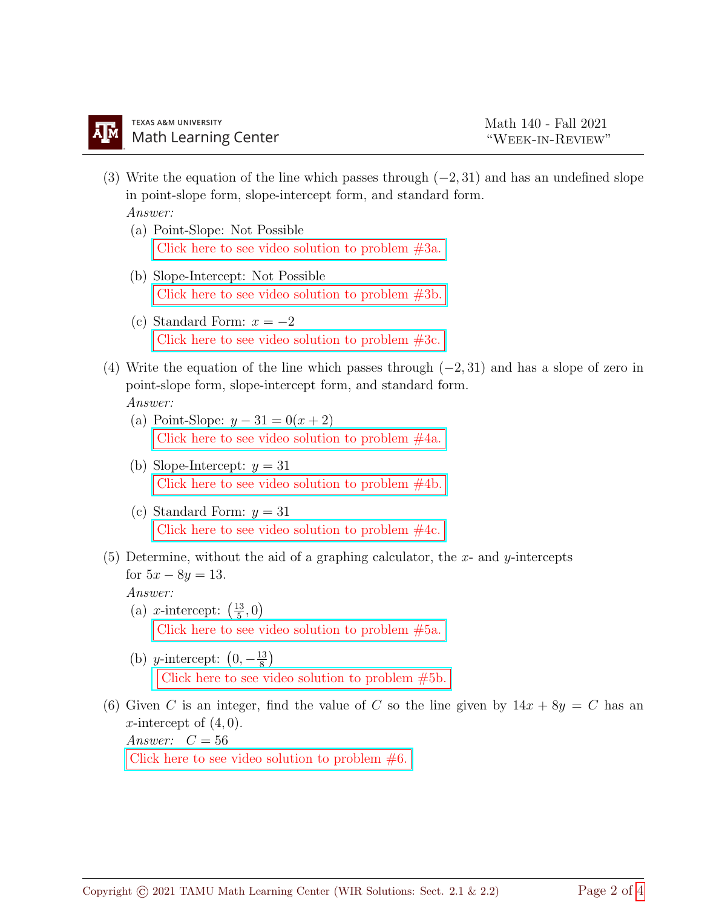(3) Write the equation of the line which passes through $(-2, 31)$ and has an undefined slope in point-slope form, slope-intercept form, and standard form.

*Answer:*

(a) Point-Slope: Not Possible

Click here to see video solution to problem #3a.

(b) Slope-Intercept: Not Possible

Click here to see video solution to problem #3b.

(c) Standard Form: $x = -2$

Click here to see video solution to problem #3c.

(4) Write the equation of the line which passes through $(-2, 31)$ and has a slope of zero in point-slope form, slope-intercept form, and standard form.

*Answer:*

(a) Point-Slope: $y - 31 = 0(x + 2)$

Click here to see video solution to problem #4a.

(b) Slope-Intercept: $y = 31$

Click here to see video solution to problem #4b.

(c) Standard Form: $y = 31$

Click here to see video solution to problem #4c.

(5) Determine, without the aid of a graphing calculator, the $x$- and $y$-intercepts for $5x - 8y = 13$.

*Answer:*

(a) $x$-intercept: $\left(\frac{13}{5}, 0\right)$

Click here to see video solution to problem #5a.

(b) $y$-intercept: $\left(0, -\frac{13}{8}\right)$

Click here to see video solution to problem #5b.

(6) Given $C$ is an integer, find the value of $C$ so the line given by $14x + 8y = C$ has an $x$-intercept of $(4, 0)$.

*Answer:* $C = 56$

Click here to see video solution to problem #6.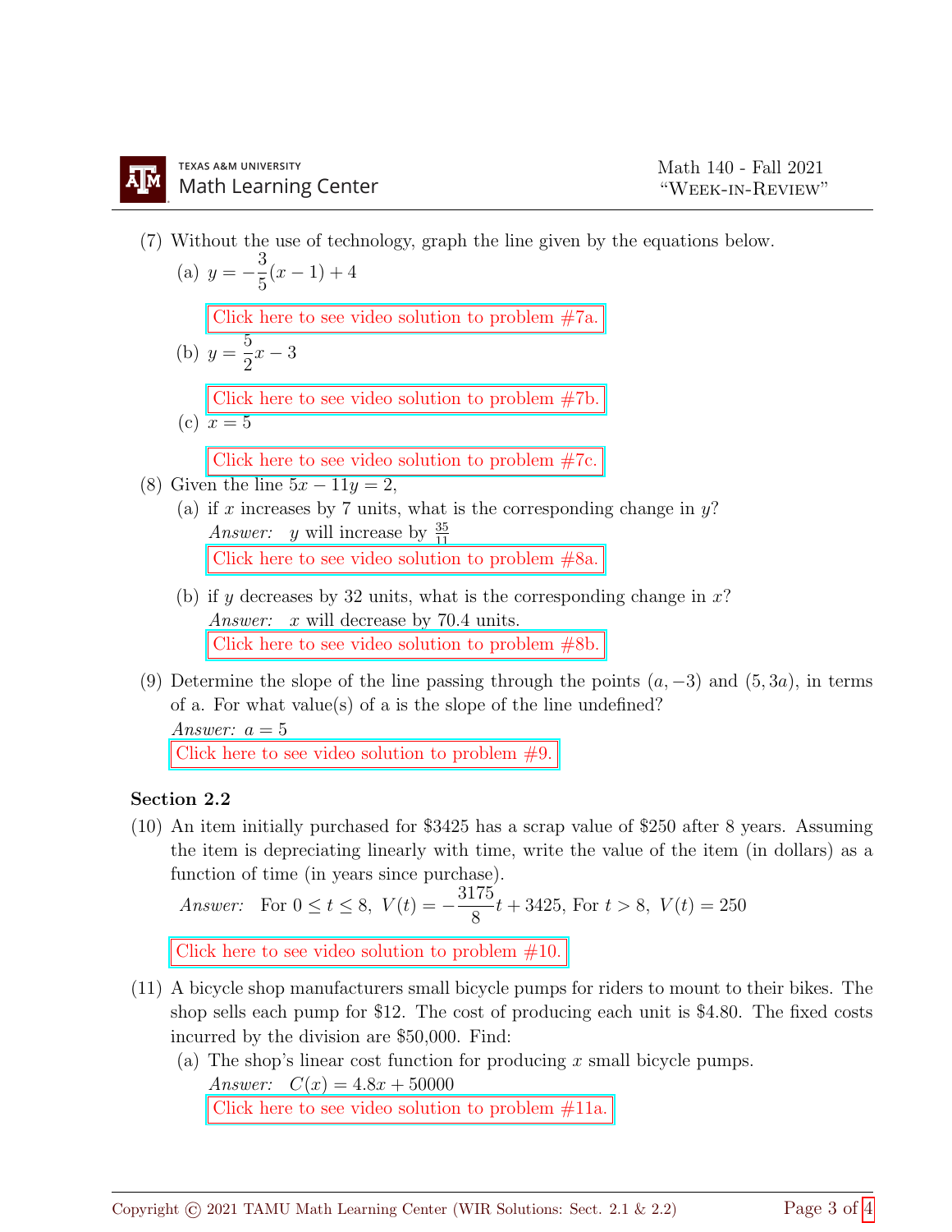(7) Without the use of technology, graph the line given by the equations below.

(a) $y = -\frac{3}{5}(x-1) + 4$

Click here to see video solution to problem #7a.

(b) $y = \frac{5}{2}x - 3$

Click here to see video solution to problem #7b.

(c) $x = 5$

Click here to see video solution to problem #7c.

(8) Given the line $5x - 11y = 2$,

(a) if $x$ increases by 7 units, what is the corresponding change in $y$?

*Answer:* $y$ will increase by $\frac{35}{11}$

Click here to see video solution to problem #8a.

(b) if $y$ decreases by 32 units, what is the corresponding change in $x$?

*Answer:* $x$ will decrease by 70.4 units.

Click here to see video solution to problem #8b.

(9) Determine the slope of the line passing through the points $(a, -3)$ and $(5, 3a)$, in terms of a. For what value(s) of a is the slope of the line undefined?

*Answer:* $a = 5$

Click here to see video solution to problem #9.

**Section 2.2**

(10) An item initially purchased for \$3425 has a scrap value of \$250 after 8 years. Assuming the item is depreciating linearly with time, write the value of the item (in dollars) as a function of time (in years since purchase).

*Answer:* For $0 \leq t \leq 8,\ V(t) = -\frac{3175}{8}t + 3425$, For $t > 8,\ V(t) = 250$

Click here to see video solution to problem #10.

(11) A bicycle shop manufacturers small bicycle pumps for riders to mount to their bikes. The shop sells each pump for \$12. The cost of producing each unit is \$4.80. The fixed costs incurred by the division are \$50,000. Find:

(a) The shop's linear cost function for producing $x$ small bicycle pumps.

*Answer:* $C(x) = 4.8x + 50000$

Click here to see video solution to problem #11a.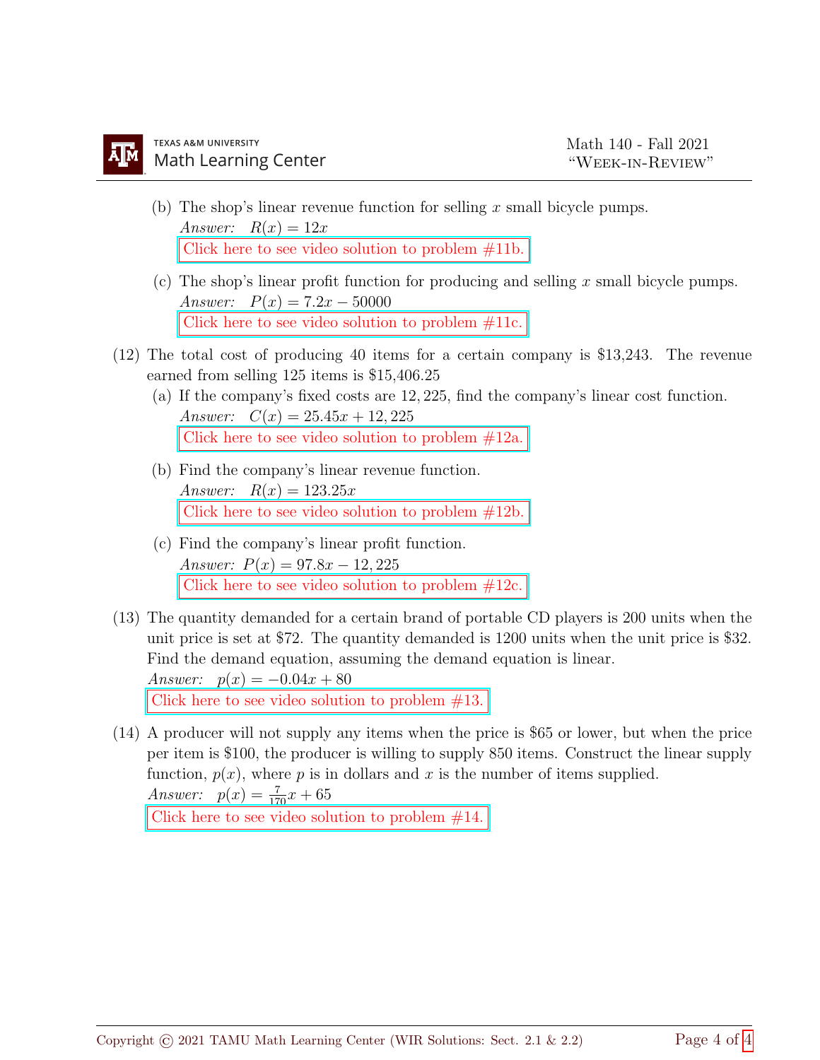(b) The shop's linear revenue function for selling $x$ small bicycle pumps.
*Answer:* $R(x) = 12x$
Click here to see video solution to problem #11b.

(c) The shop's linear profit function for producing and selling $x$ small bicycle pumps.
*Answer:* $P(x) = 7.2x - 50000$
Click here to see video solution to problem #11c.

(12) The total cost of producing 40 items for a certain company is $13,243. The revenue earned from selling 125 items is $15,406.25

(a) If the company's fixed costs are 12,225, find the company's linear cost function.
*Answer:* $C(x) = 25.45x + 12,225$
Click here to see video solution to problem #12a.

(b) Find the company's linear revenue function.
*Answer:* $R(x) = 123.25x$
Click here to see video solution to problem #12b.

(c) Find the company's linear profit function.
*Answer:* $P(x) = 97.8x - 12,225$
Click here to see video solution to problem #12c.

(13) The quantity demanded for a certain brand of portable CD players is 200 units when the unit price is set at $72. The quantity demanded is 1200 units when the unit price is $32. Find the demand equation, assuming the demand equation is linear.
*Answer:* $p(x) = -0.04x + 80$
Click here to see video solution to problem #13.

(14) A producer will not supply any items when the price is $65 or lower, but when the price per item is $100, the producer is willing to supply 850 items. Construct the linear supply function, $p(x)$, where $p$ is in dollars and $x$ is the number of items supplied.
*Answer:* $p(x) = \frac{7}{170}x + 65$
Click here to see video solution to problem #14.